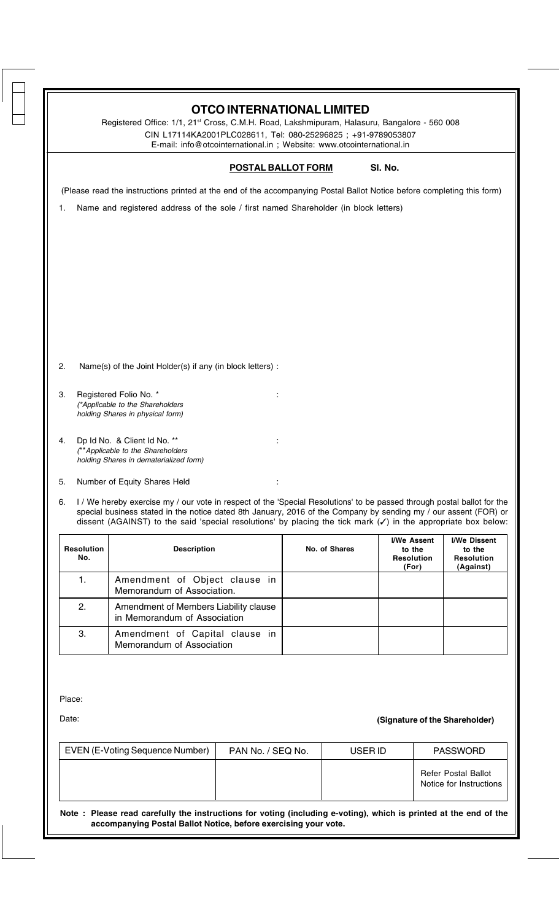# OTCO INTERNATIONAL LIMITED

Registered Office: 1/1, 21st Cross, C.M.H. Road, Lakshmipuram, Halasuru, Bangalore - 560 008

CIN L17114KA2001PLC028611, Tel: 080-25296825 ; +91-9789053807

E-mail: info@otcointernational.in ; Website: www.otcointernational.in

**POSTAL BALLOT FORM** **Sl. No.**

(Please read the instructions printed at the end of the accompanying Postal Ballot Notice before completing this form)

1. Name and registered address of the sole / first named Shareholder (in block letters)

2. Name(s) of the Joint Holder(s) if any (in block letters) :

3. Registered Folio No. * :
   *(*Applicable to the Shareholders holding Shares in physical form)*

4. Dp Id No. & Client Id No. ** :
   *(**Applicable to the Shareholders holding Shares in dematerialized form)*

5. Number of Equity Shares Held :

6. I / We hereby exercise my / our vote in respect of the 'Special Resolutions' to be passed through postal ballot for the special business stated in the notice dated 8th January, 2016 of the Company by sending my / our assent (FOR) or dissent (AGAINST) to the said 'special resolutions' by placing the tick mark (✓) in the appropriate box below:

| Resolution No. | Description | No. of Shares | I/We Assent to the Resolution (For) | I/We Dissent to the Resolution (Against) |
|---|---|---|---|---|
| 1. | Amendment of Object clause in Memorandum of Association. | | | |
| 2. | Amendment of Members Liability clause in Memorandum of Association | | | |
| 3. | Amendment of Capital clause in Memorandum of Association | | | |

Place:

Date: **(Signature of the Shareholder)**

| EVEN (E-Voting Sequence Number) | PAN No. / SEQ No. | USER ID | PASSWORD |
|---|---|---|---|
| | | | Refer Postal Ballot Notice for Instructions |

**Note : Please read carefully the instructions for voting (including e-voting), which is printed at the end of the accompanying Postal Ballot Notice, before exercising your vote.**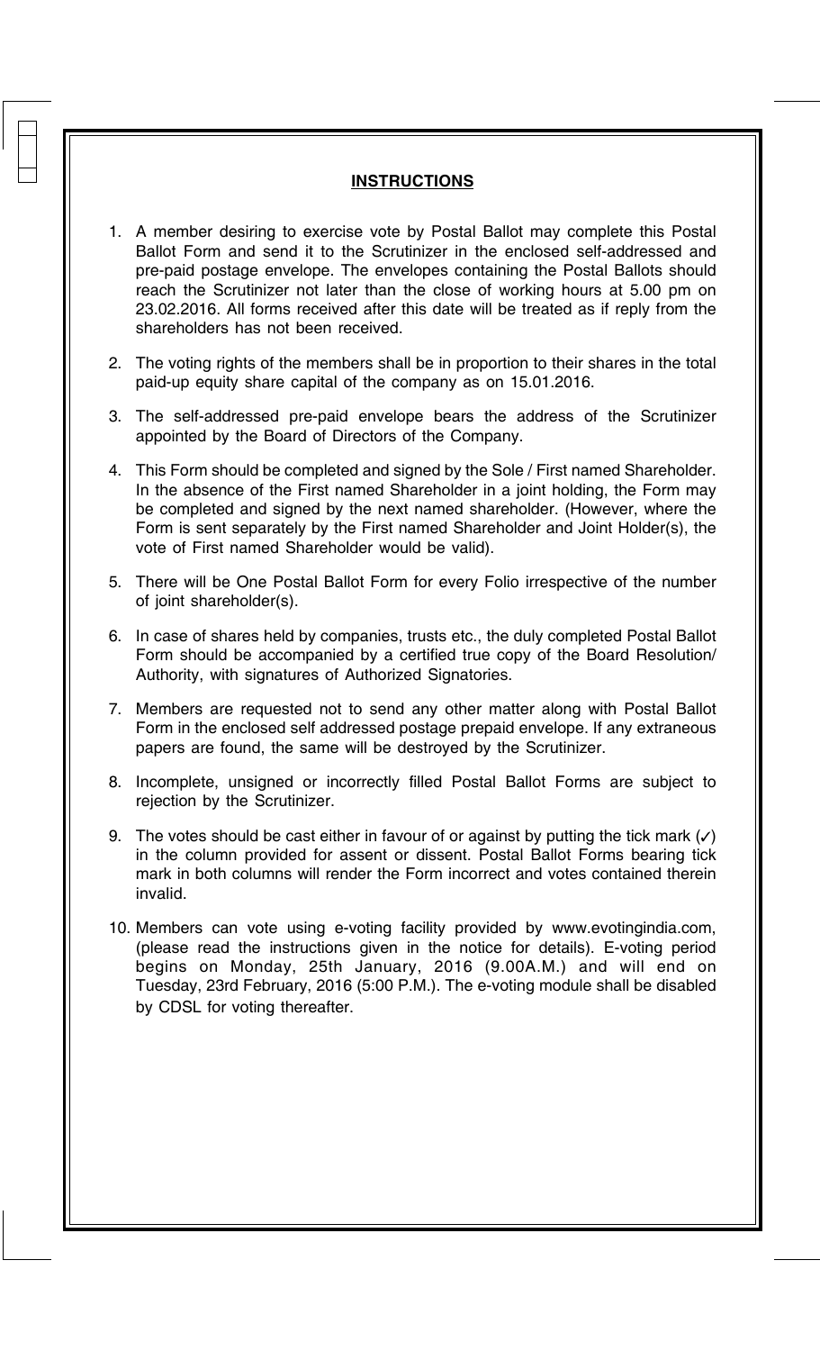## INSTRUCTIONS

1. A member desiring to exercise vote by Postal Ballot may complete this Postal Ballot Form and send it to the Scrutinizer in the enclosed self-addressed and pre-paid postage envelope. The envelopes containing the Postal Ballots should reach the Scrutinizer not later than the close of working hours at 5.00 pm on 23.02.2016. All forms received after this date will be treated as if reply from the shareholders has not been received.

2. The voting rights of the members shall be in proportion to their shares in the total paid-up equity share capital of the company as on 15.01.2016.

3. The self-addressed pre-paid envelope bears the address of the Scrutinizer appointed by the Board of Directors of the Company.

4. This Form should be completed and signed by the Sole / First named Shareholder. In the absence of the First named Shareholder in a joint holding, the Form may be completed and signed by the next named shareholder. (However, where the Form is sent separately by the First named Shareholder and Joint Holder(s), the vote of First named Shareholder would be valid).

5. There will be One Postal Ballot Form for every Folio irrespective of the number of joint shareholder(s).

6. In case of shares held by companies, trusts etc., the duly completed Postal Ballot Form should be accompanied by a certified true copy of the Board Resolution/ Authority, with signatures of Authorized Signatories.

7. Members are requested not to send any other matter along with Postal Ballot Form in the enclosed self addressed postage prepaid envelope. If any extraneous papers are found, the same will be destroyed by the Scrutinizer.

8. Incomplete, unsigned or incorrectly filled Postal Ballot Forms are subject to rejection by the Scrutinizer.

9. The votes should be cast either in favour of or against by putting the tick mark (✓) in the column provided for assent or dissent. Postal Ballot Forms bearing tick mark in both columns will render the Form incorrect and votes contained therein invalid.

10. Members can vote using e-voting facility provided by www.evotingindia.com, (please read the instructions given in the notice for details). E-voting period begins on Monday, 25th January, 2016 (9.00A.M.) and will end on Tuesday, 23rd February, 2016 (5:00 P.M.). The e-voting module shall be disabled by CDSL for voting thereafter.